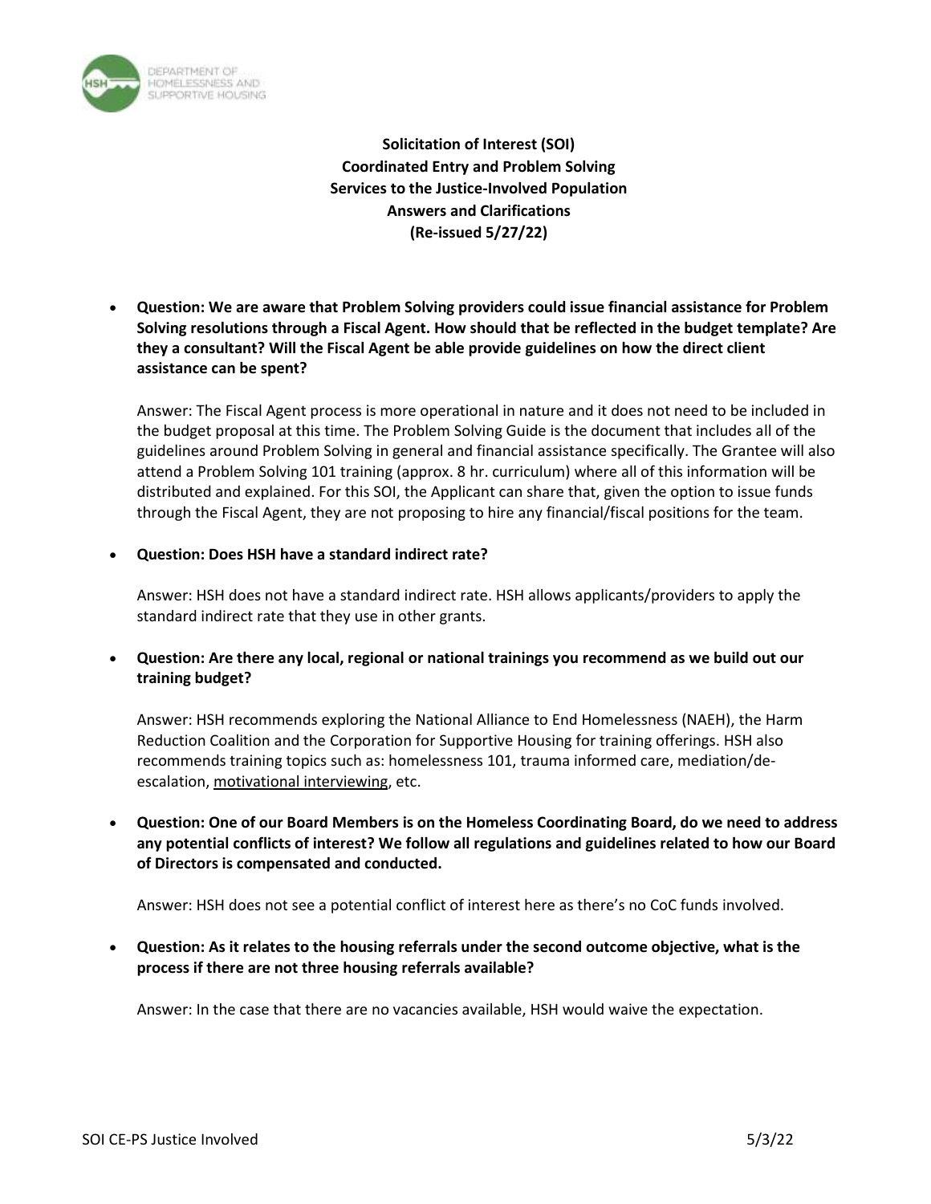**Solicitation of Interest (SOI)**
**Coordinated Entry and Problem Solving**
**Services to the Justice-Involved Population**
**Answers and Clarifications**
**(Re-issued 5/27/22)**

- **Question: We are aware that Problem Solving providers could issue financial assistance for Problem Solving resolutions through a Fiscal Agent. How should that be reflected in the budget template? Are they a consultant? Will the Fiscal Agent be able provide guidelines on how the direct client assistance can be spent?**

  Answer: The Fiscal Agent process is more operational in nature and it does not need to be included in the budget proposal at this time. The Problem Solving Guide is the document that includes all of the guidelines around Problem Solving in general and financial assistance specifically. The Grantee will also attend a Problem Solving 101 training (approx. 8 hr. curriculum) where all of this information will be distributed and explained. For this SOI, the Applicant can share that, given the option to issue funds through the Fiscal Agent, they are not proposing to hire any financial/fiscal positions for the team.

- **Question: Does HSH have a standard indirect rate?**

  Answer: HSH does not have a standard indirect rate. HSH allows applicants/providers to apply the standard indirect rate that they use in other grants.

- **Question: Are there any local, regional or national trainings you recommend as we build out our training budget?**

  Answer: HSH recommends exploring the National Alliance to End Homelessness (NAEH), the Harm Reduction Coalition and the Corporation for Supportive Housing for training offerings. HSH also recommends training topics such as: homelessness 101, trauma informed care, mediation/de-escalation, motivational interviewing, etc.

- **Question: One of our Board Members is on the Homeless Coordinating Board, do we need to address any potential conflicts of interest? We follow all regulations and guidelines related to how our Board of Directors is compensated and conducted.**

  Answer: HSH does not see a potential conflict of interest here as there's no CoC funds involved.

- **Question: As it relates to the housing referrals under the second outcome objective, what is the process if there are not three housing referrals available?**

  Answer: In the case that there are no vacancies available, HSH would waive the expectation.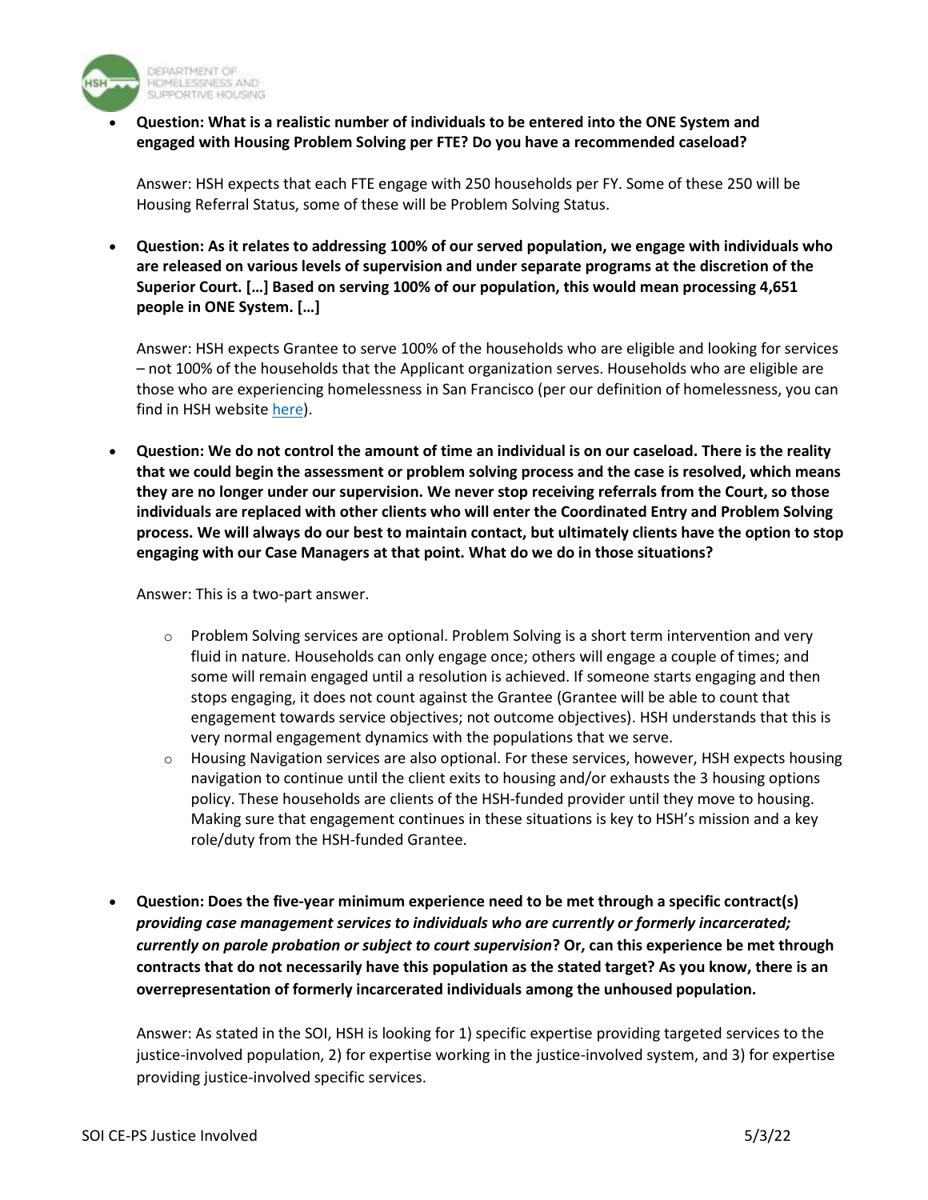- **Question: What is a realistic number of individuals to be entered into the ONE System and engaged with Housing Problem Solving per FTE? Do you have a recommended caseload?**

  Answer: HSH expects that each FTE engage with 250 households per FY. Some of these 250 will be Housing Referral Status, some of these will be Problem Solving Status.

- **Question: As it relates to addressing 100% of our served population, we engage with individuals who are released on various levels of supervision and under separate programs at the discretion of the Superior Court. […] Based on serving 100% of our population, this would mean processing 4,651 people in ONE System. […]**

  Answer: HSH expects Grantee to serve 100% of the households who are eligible and looking for services – not 100% of the households that the Applicant organization serves. Households who are eligible are those who are experiencing homelessness in San Francisco (per our definition of homelessness, you can find in HSH website here).

- **Question: We do not control the amount of time an individual is on our caseload. There is the reality that we could begin the assessment or problem solving process and the case is resolved, which means they are no longer under our supervision. We never stop receiving referrals from the Court, so those individuals are replaced with other clients who will enter the Coordinated Entry and Problem Solving process. We will always do our best to maintain contact, but ultimately clients have the option to stop engaging with our Case Managers at that point. What do we do in those situations?**

  Answer: This is a two-part answer.

  - Problem Solving services are optional. Problem Solving is a short term intervention and very fluid in nature. Households can only engage once; others will engage a couple of times; and some will remain engaged until a resolution is achieved. If someone starts engaging and then stops engaging, it does not count against the Grantee (Grantee will be able to count that engagement towards service objectives; not outcome objectives). HSH understands that this is very normal engagement dynamics with the populations that we serve.
  - Housing Navigation services are also optional. For these services, however, HSH expects housing navigation to continue until the client exits to housing and/or exhausts the 3 housing options policy. These households are clients of the HSH-funded provider until they move to housing. Making sure that engagement continues in these situations is key to HSH's mission and a key role/duty from the HSH-funded Grantee.

- **Question: Does the five-year minimum experience need to be met through a specific contract(s) *providing case management services to individuals who are currently or formerly incarcerated; currently on parole probation or subject to court supervision*? Or, can this experience be met through contracts that do not necessarily have this population as the stated target? As you know, there is an overrepresentation of formerly incarcerated individuals among the unhoused population.**

  Answer: As stated in the SOI, HSH is looking for 1) specific expertise providing targeted services to the justice-involved population, 2) for expertise working in the justice-involved system, and 3) for expertise providing justice-involved specific services.